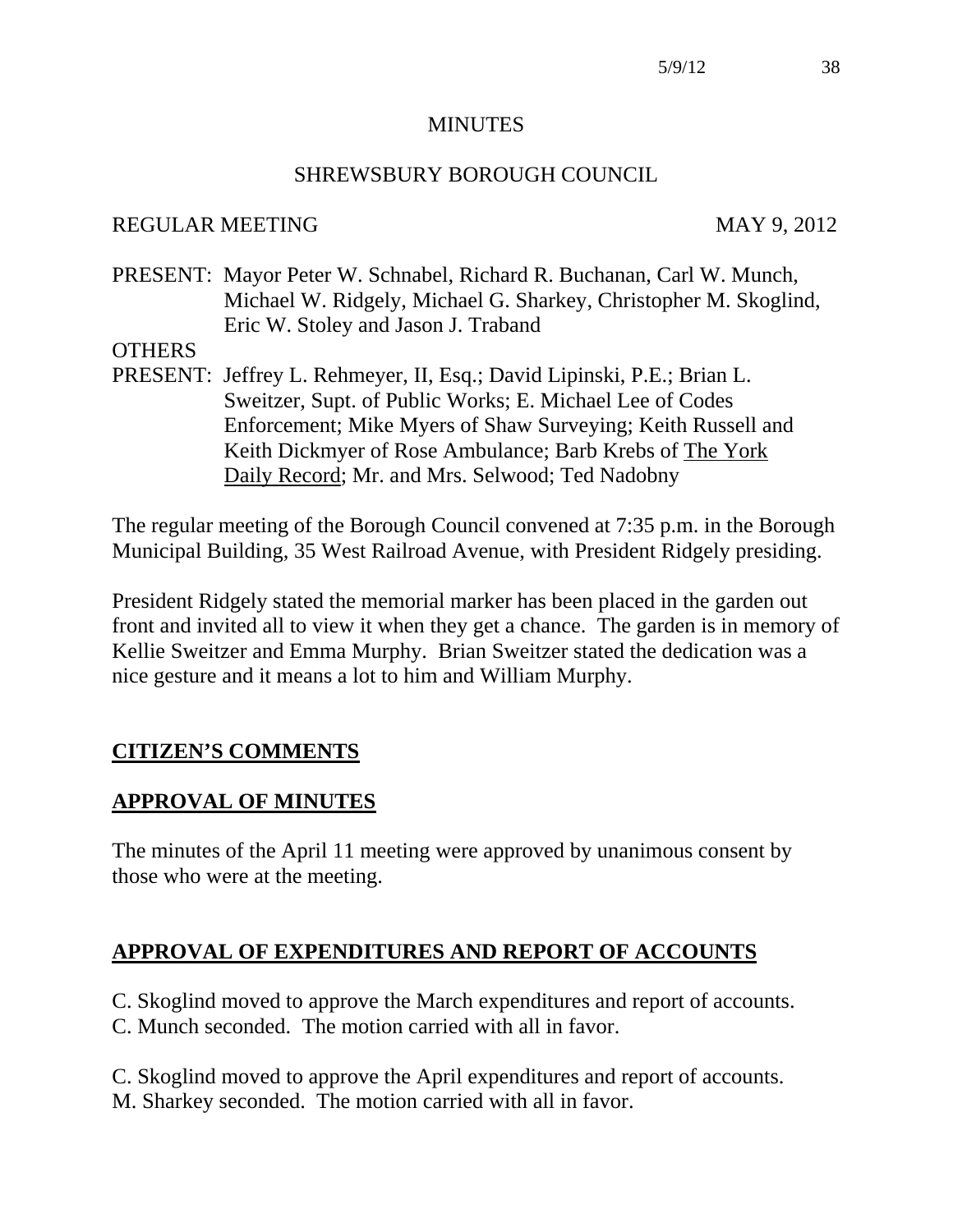# MINUTES

## SHREWSBURY BOROUGH COUNCIL

REGULAR MEETING MAY 9, 2012

PRESENT: Mayor Peter W. Schnabel, Richard R. Buchanan, Carl W. Munch, Michael W. Ridgely, Michael G. Sharkey, Christopher M. Skoglind, Eric W. Stoley and Jason J. Traband

OTHERS PRESENT: Jeffrey L. Rehmeyer, II, Esq.; David Lipinski, P.E.; Brian L. Sweitzer, Supt. of Public Works; E. Michael Lee of Codes Enforcement; Mike Myers of Shaw Surveying; Keith Russell and Keith Dickmyer of Rose Ambulance; Barb Krebs of The York Daily Record; Mr. and Mrs. Selwood; Ted Nadobny

The regular meeting of the Borough Council convened at 7:35 p.m. in the Borough Municipal Building, 35 West Railroad Avenue, with President Ridgely presiding.

President Ridgely stated the memorial marker has been placed in the garden out front and invited all to view it when they get a chance. The garden is in memory of Kellie Sweitzer and Emma Murphy. Brian Sweitzer stated the dedication was a nice gesture and it means a lot to him and William Murphy.

**CITIZEN'S COMMENTS**

**APPROVAL OF MINUTES**

The minutes of the April 11 meeting were approved by unanimous consent by those who were at the meeting.

**APPROVAL OF EXPENDITURES AND REPORT OF ACCOUNTS**

C. Skoglind moved to approve the March expenditures and report of accounts.
C. Munch seconded. The motion carried with all in favor.

C. Skoglind moved to approve the April expenditures and report of accounts.
M. Sharkey seconded. The motion carried with all in favor.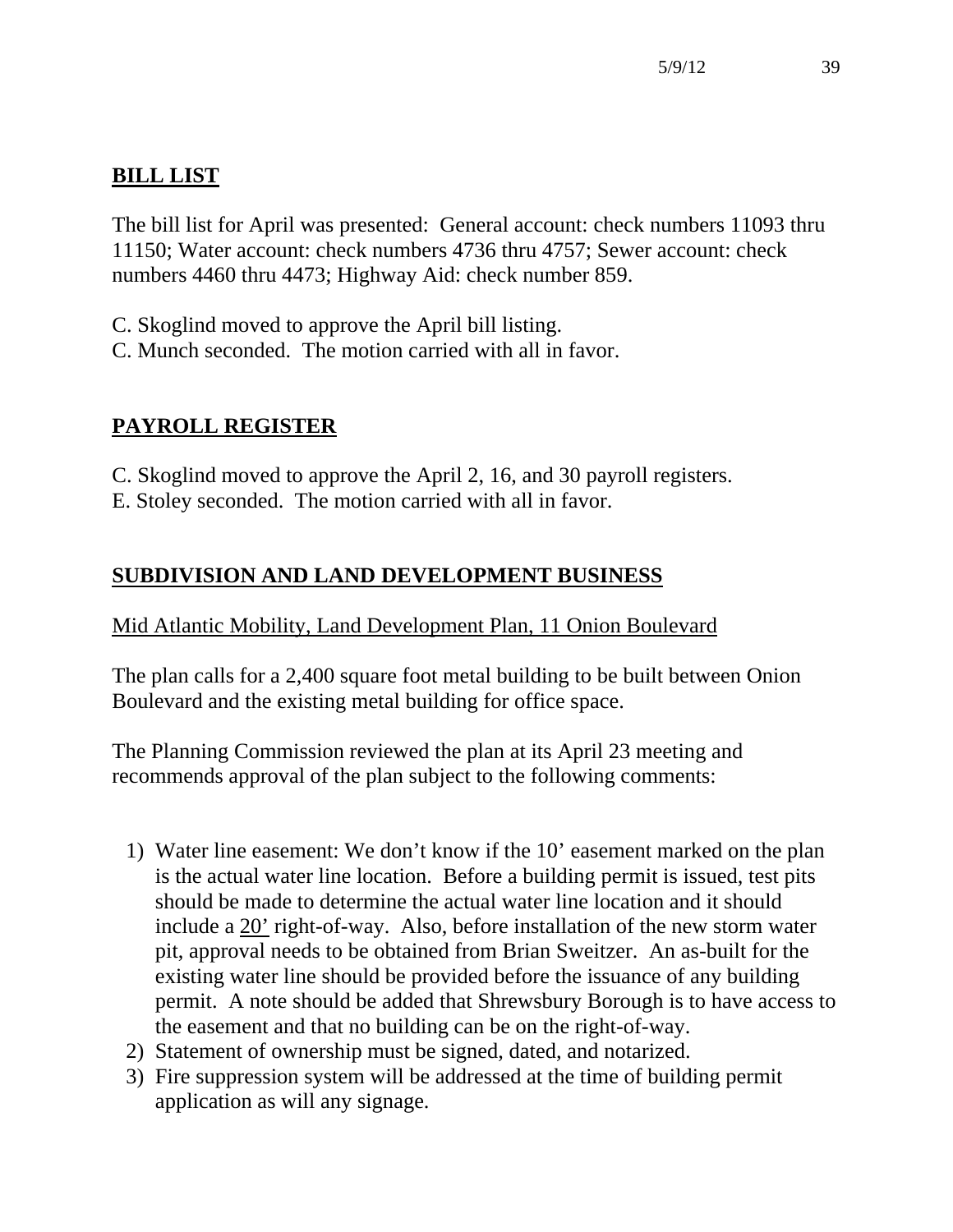## BILL LIST

The bill list for April was presented: General account: check numbers 11093 thru 11150; Water account: check numbers 4736 thru 4757; Sewer account: check numbers 4460 thru 4473; Highway Aid: check number 859.

C. Skoglind moved to approve the April bill listing.
C. Munch seconded. The motion carried with all in favor.

## PAYROLL REGISTER

C. Skoglind moved to approve the April 2, 16, and 30 payroll registers.
E. Stoley seconded. The motion carried with all in favor.

## SUBDIVISION AND LAND DEVELOPMENT BUSINESS

Mid Atlantic Mobility, Land Development Plan, 11 Onion Boulevard

The plan calls for a 2,400 square foot metal building to be built between Onion Boulevard and the existing metal building for office space.

The Planning Commission reviewed the plan at its April 23 meeting and recommends approval of the plan subject to the following comments:

1) Water line easement: We don't know if the 10' easement marked on the plan is the actual water line location. Before a building permit is issued, test pits should be made to determine the actual water line location and it should include a 20' right-of-way. Also, before installation of the new storm water pit, approval needs to be obtained from Brian Sweitzer. An as-built for the existing water line should be provided before the issuance of any building permit. A note should be added that Shrewsbury Borough is to have access to the easement and that no building can be on the right-of-way.
2) Statement of ownership must be signed, dated, and notarized.
3) Fire suppression system will be addressed at the time of building permit application as will any signage.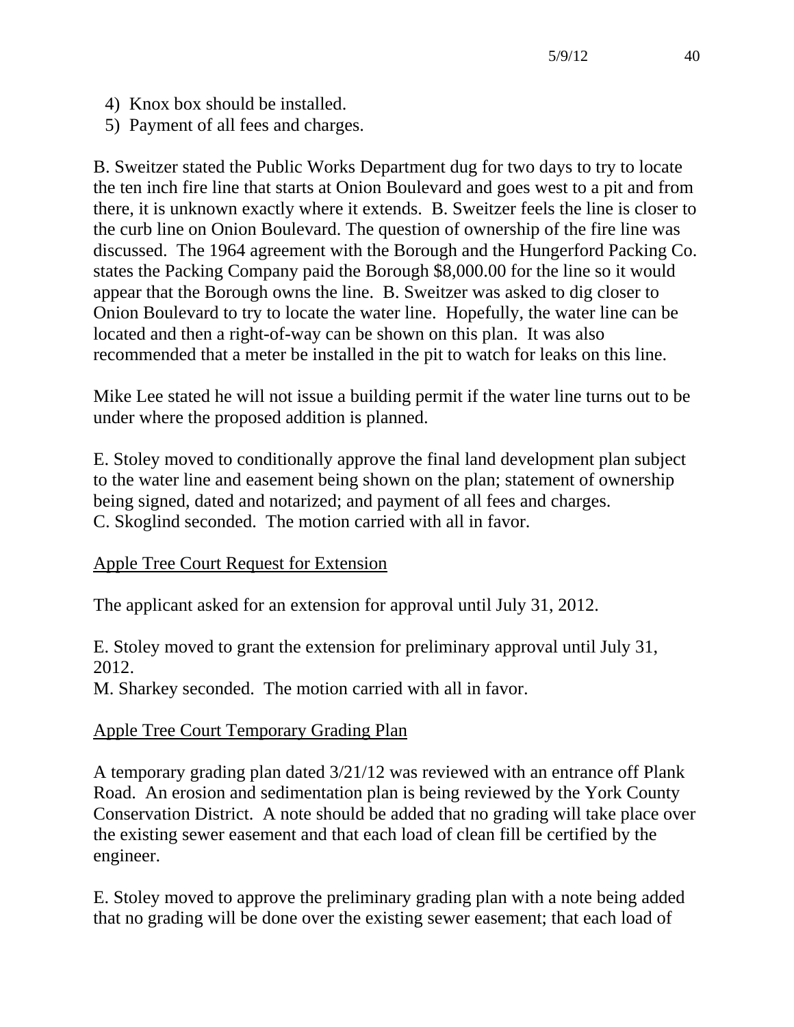4) Knox box should be installed.
5) Payment of all fees and charges.

B. Sweitzer stated the Public Works Department dug for two days to try to locate the ten inch fire line that starts at Onion Boulevard and goes west to a pit and from there, it is unknown exactly where it extends. B. Sweitzer feels the line is closer to the curb line on Onion Boulevard. The question of ownership of the fire line was discussed. The 1964 agreement with the Borough and the Hungerford Packing Co. states the Packing Company paid the Borough $8,000.00 for the line so it would appear that the Borough owns the line. B. Sweitzer was asked to dig closer to Onion Boulevard to try to locate the water line. Hopefully, the water line can be located and then a right-of-way can be shown on this plan. It was also recommended that a meter be installed in the pit to watch for leaks on this line.

Mike Lee stated he will not issue a building permit if the water line turns out to be under where the proposed addition is planned.

E. Stoley moved to conditionally approve the final land development plan subject to the water line and easement being shown on the plan; statement of ownership being signed, dated and notarized; and payment of all fees and charges.
C. Skoglind seconded. The motion carried with all in favor.

<u>Apple Tree Court Request for Extension</u>

The applicant asked for an extension for approval until July 31, 2012.

E. Stoley moved to grant the extension for preliminary approval until July 31, 2012.
M. Sharkey seconded. The motion carried with all in favor.

<u>Apple Tree Court Temporary Grading Plan</u>

A temporary grading plan dated 3/21/12 was reviewed with an entrance off Plank Road. An erosion and sedimentation plan is being reviewed by the York County Conservation District. A note should be added that no grading will take place over the existing sewer easement and that each load of clean fill be certified by the engineer.

E. Stoley moved to approve the preliminary grading plan with a note being added that no grading will be done over the existing sewer easement; that each load of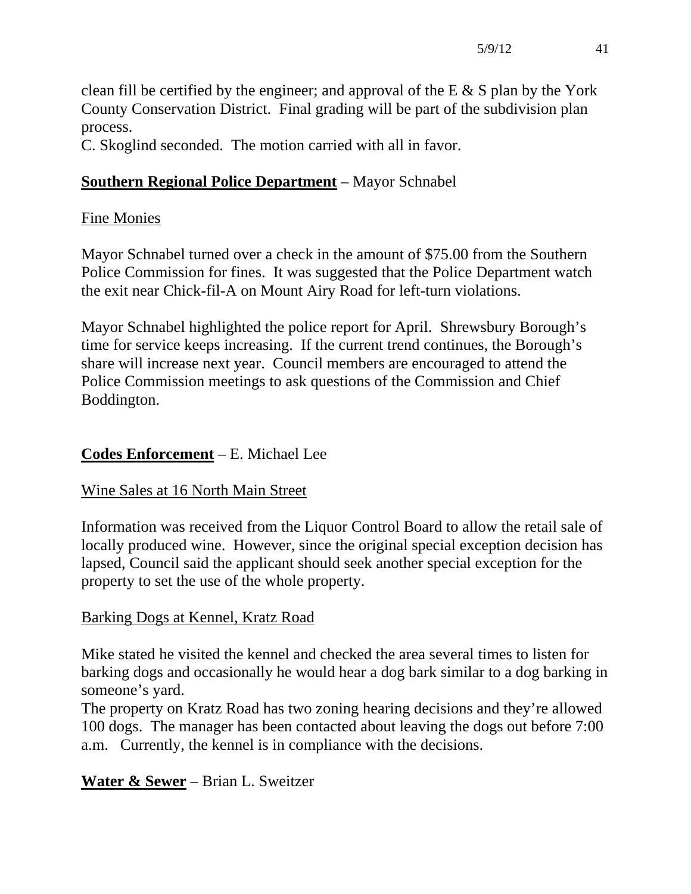clean fill be certified by the engineer; and approval of the E & S plan by the York County Conservation District. Final grading will be part of the subdivision plan process.
C. Skoglind seconded. The motion carried with all in favor.

**Southern Regional Police Department** – Mayor Schnabel

Fine Monies

Mayor Schnabel turned over a check in the amount of $75.00 from the Southern Police Commission for fines. It was suggested that the Police Department watch the exit near Chick-fil-A on Mount Airy Road for left-turn violations.

Mayor Schnabel highlighted the police report for April. Shrewsbury Borough's time for service keeps increasing. If the current trend continues, the Borough's share will increase next year. Council members are encouraged to attend the Police Commission meetings to ask questions of the Commission and Chief Boddington.

**Codes Enforcement** – E. Michael Lee

Wine Sales at 16 North Main Street

Information was received from the Liquor Control Board to allow the retail sale of locally produced wine. However, since the original special exception decision has lapsed, Council said the applicant should seek another special exception for the property to set the use of the whole property.

Barking Dogs at Kennel, Kratz Road

Mike stated he visited the kennel and checked the area several times to listen for barking dogs and occasionally he would hear a dog bark similar to a dog barking in someone's yard.
The property on Kratz Road has two zoning hearing decisions and they're allowed 100 dogs. The manager has been contacted about leaving the dogs out before 7:00 a.m. Currently, the kennel is in compliance with the decisions.

**Water & Sewer** – Brian L. Sweitzer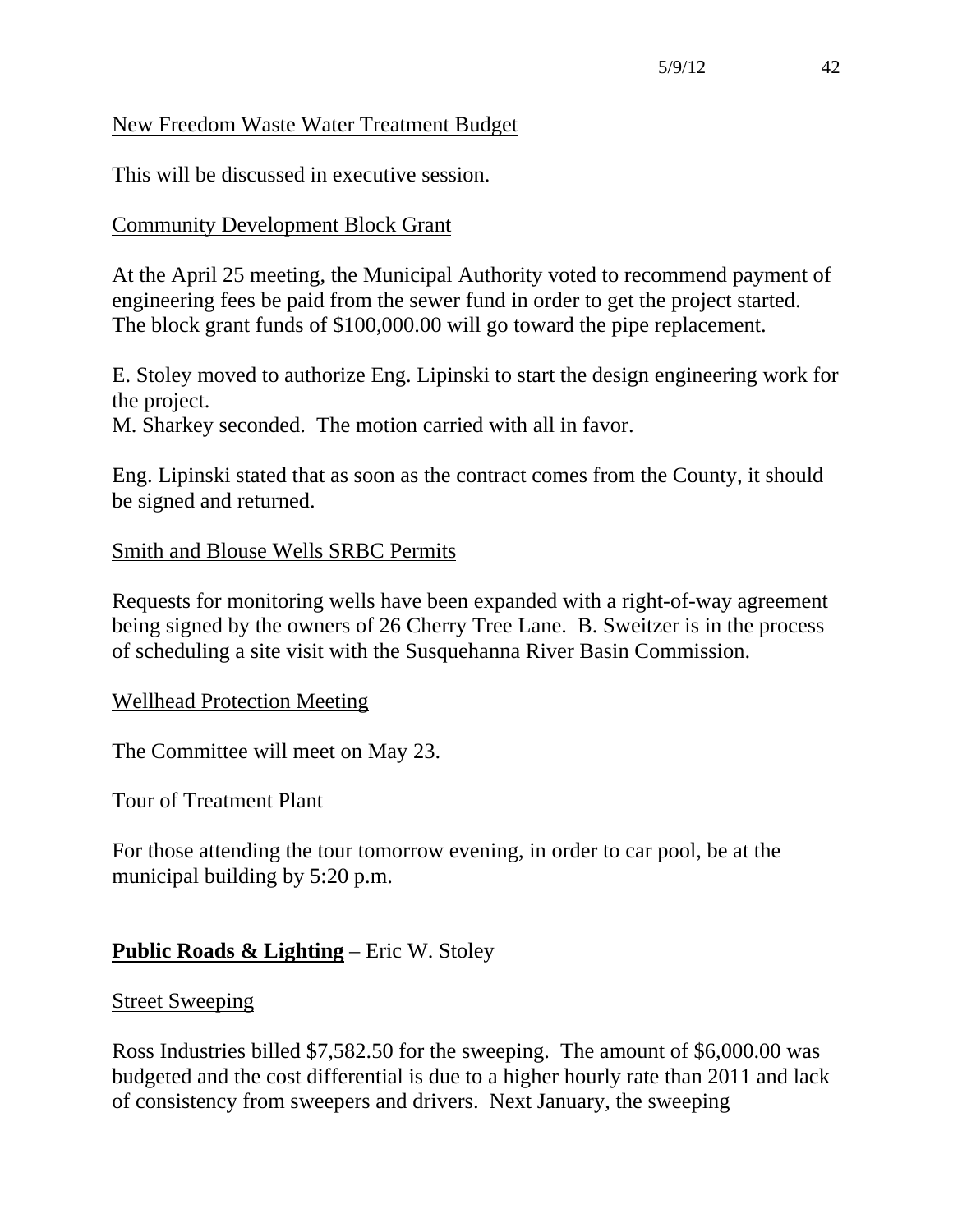New Freedom Waste Water Treatment Budget

This will be discussed in executive session.

Community Development Block Grant

At the April 25 meeting, the Municipal Authority voted to recommend payment of engineering fees be paid from the sewer fund in order to get the project started. The block grant funds of $100,000.00 will go toward the pipe replacement.

E. Stoley moved to authorize Eng. Lipinski to start the design engineering work for the project.
M. Sharkey seconded. The motion carried with all in favor.

Eng. Lipinski stated that as soon as the contract comes from the County, it should be signed and returned.

Smith and Blouse Wells SRBC Permits

Requests for monitoring wells have been expanded with a right-of-way agreement being signed by the owners of 26 Cherry Tree Lane. B. Sweitzer is in the process of scheduling a site visit with the Susquehanna River Basin Commission.

Wellhead Protection Meeting

The Committee will meet on May 23.

Tour of Treatment Plant

For those attending the tour tomorrow evening, in order to car pool, be at the municipal building by 5:20 p.m.

**Public Roads & Lighting** – Eric W. Stoley

Street Sweeping

Ross Industries billed $7,582.50 for the sweeping. The amount of $6,000.00 was budgeted and the cost differential is due to a higher hourly rate than 2011 and lack of consistency from sweepers and drivers. Next January, the sweeping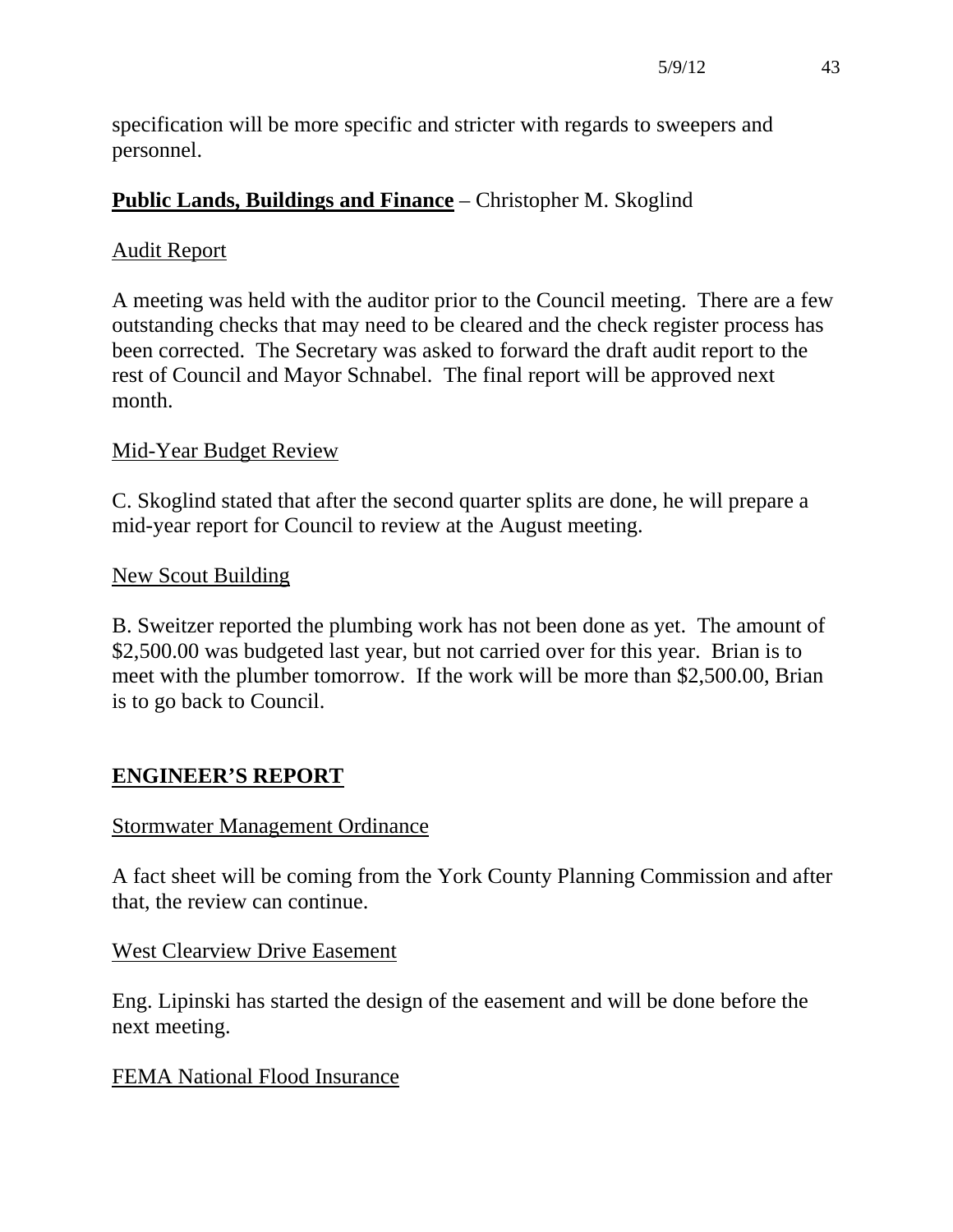specification will be more specific and stricter with regards to sweepers and personnel.

**<u>Public Lands, Buildings and Finance</u>** – Christopher M. Skoglind

<u>Audit Report</u>

A meeting was held with the auditor prior to the Council meeting. There are a few outstanding checks that may need to be cleared and the check register process has been corrected. The Secretary was asked to forward the draft audit report to the rest of Council and Mayor Schnabel. The final report will be approved next month.

<u>Mid-Year Budget Review</u>

C. Skoglind stated that after the second quarter splits are done, he will prepare a mid-year report for Council to review at the August meeting.

<u>New Scout Building</u>

B. Sweitzer reported the plumbing work has not been done as yet. The amount of $2,500.00 was budgeted last year, but not carried over for this year. Brian is to meet with the plumber tomorrow. If the work will be more than $2,500.00, Brian is to go back to Council.

## <u>ENGINEER'S REPORT</u>

<u>Stormwater Management Ordinance</u>

A fact sheet will be coming from the York County Planning Commission and after that, the review can continue.

<u>West Clearview Drive Easement</u>

Eng. Lipinski has started the design of the easement and will be done before the next meeting.

<u>FEMA National Flood Insurance</u>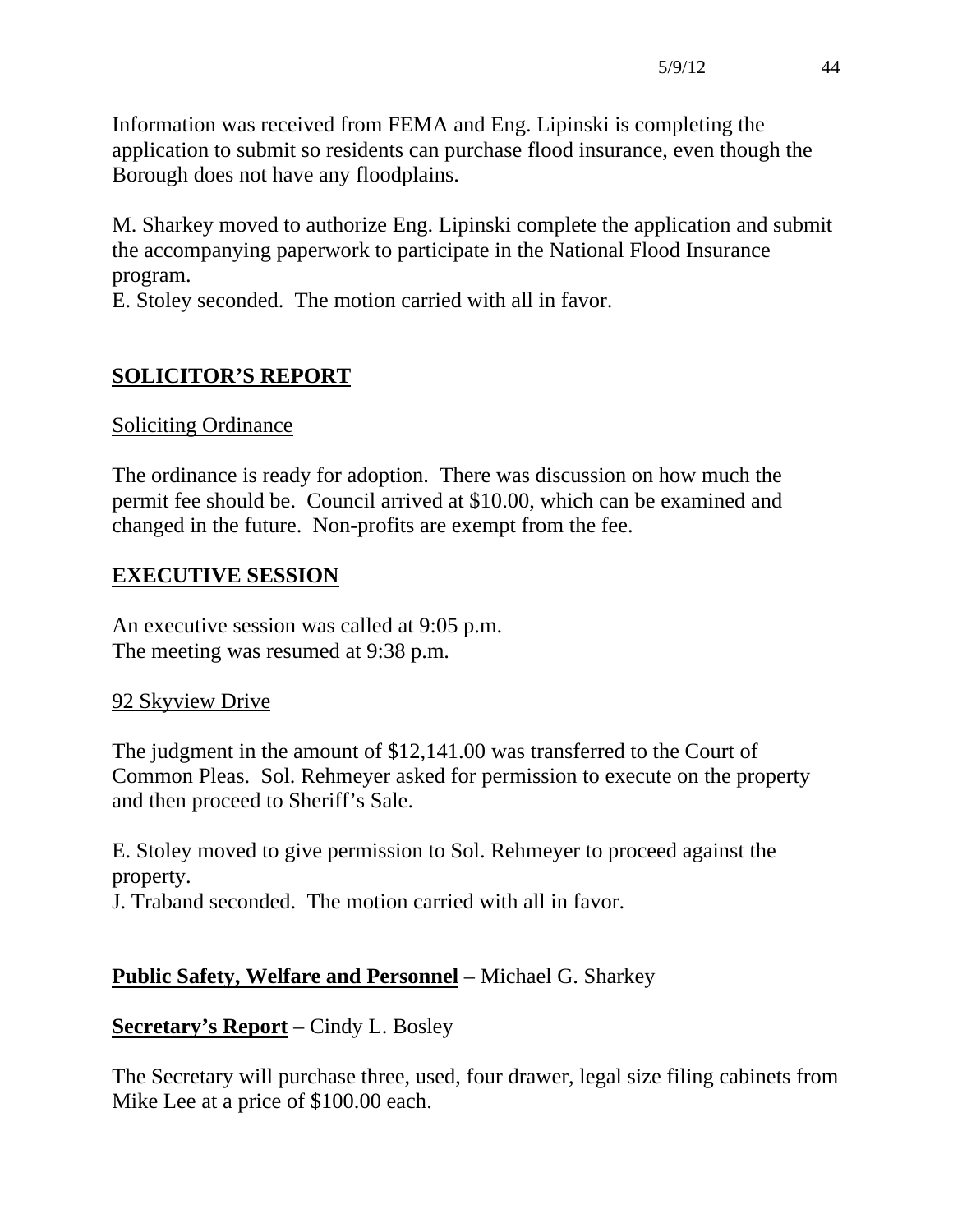Information was received from FEMA and Eng. Lipinski is completing the application to submit so residents can purchase flood insurance, even though the Borough does not have any floodplains.

M. Sharkey moved to authorize Eng. Lipinski complete the application and submit the accompanying paperwork to participate in the National Flood Insurance program.
E. Stoley seconded. The motion carried with all in favor.

## SOLICITOR'S REPORT

### Soliciting Ordinance

The ordinance is ready for adoption. There was discussion on how much the permit fee should be. Council arrived at $10.00, which can be examined and changed in the future. Non-profits are exempt from the fee.

## EXECUTIVE SESSION

An executive session was called at 9:05 p.m.
The meeting was resumed at 9:38 p.m.

### 92 Skyview Drive

The judgment in the amount of $12,141.00 was transferred to the Court of Common Pleas. Sol. Rehmeyer asked for permission to execute on the property and then proceed to Sheriff's Sale.

E. Stoley moved to give permission to Sol. Rehmeyer to proceed against the property.
J. Traband seconded. The motion carried with all in favor.

**Public Safety, Welfare and Personnel** – Michael G. Sharkey

**Secretary's Report** – Cindy L. Bosley

The Secretary will purchase three, used, four drawer, legal size filing cabinets from Mike Lee at a price of $100.00 each.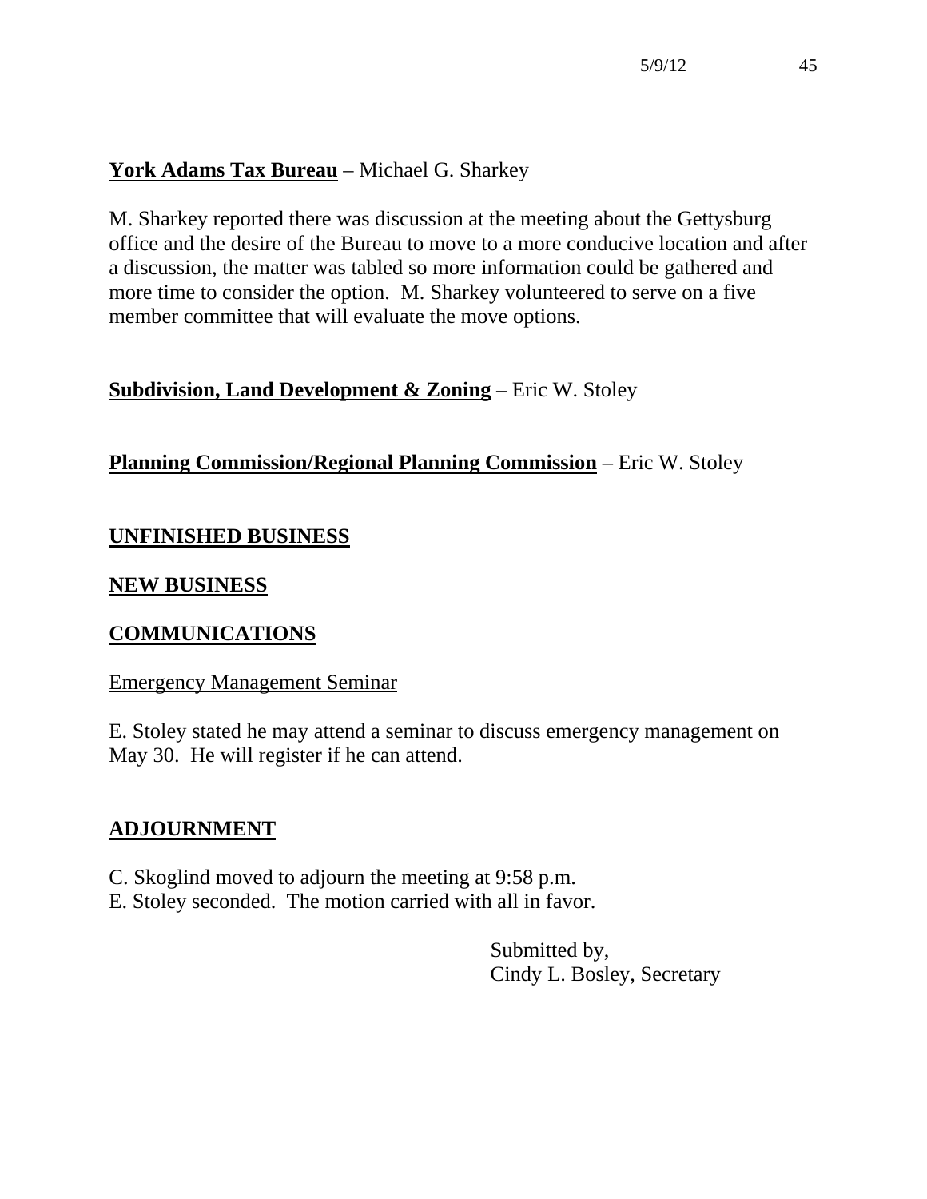**<u>York Adams Tax Bureau</u>** – Michael G. Sharkey

M. Sharkey reported there was discussion at the meeting about the Gettysburg office and the desire of the Bureau to move to a more conducive location and after a discussion, the matter was tabled so more information could be gathered and more time to consider the option. M. Sharkey volunteered to serve on a five member committee that will evaluate the move options.

**<u>Subdivision, Land Development & Zoning</u>** – Eric W. Stoley

**<u>Planning Commission/Regional Planning Commission</u>** – Eric W. Stoley

## <u>UNFINISHED BUSINESS</u>

## <u>NEW BUSINESS</u>

## <u>COMMUNICATIONS</u>

<u>Emergency Management Seminar</u>

E. Stoley stated he may attend a seminar to discuss emergency management on May 30. He will register if he can attend.

## <u>ADJOURNMENT</u>

C. Skoglind moved to adjourn the meeting at 9:58 p.m.
E. Stoley seconded. The motion carried with all in favor.

Submitted by,
Cindy L. Bosley, Secretary